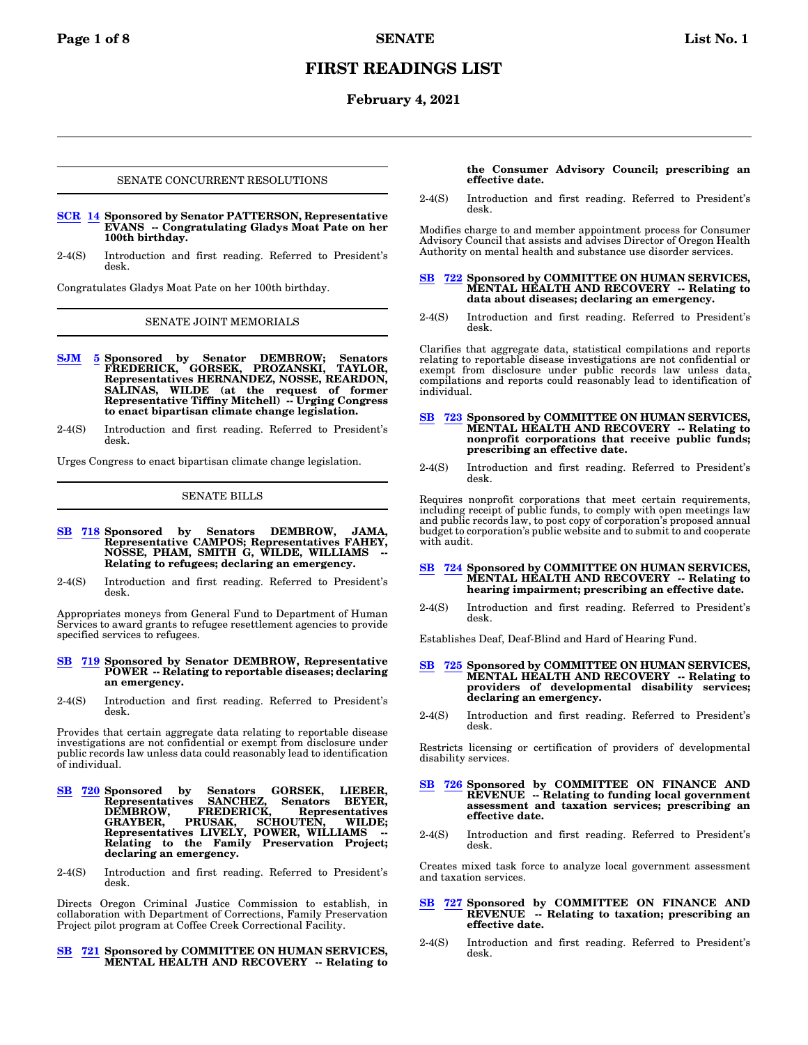# FIRST READINGS LIST

## February 4, 2021

### SENATE CONCURRENT RESOLUTIONS

**SCR 14 Sponsored by Senator PATTERSON, Representative EVANS -- Congratulating Gladys Moat Pate on her 100th birthday.**

2-4(S) Introduction and first reading. Referred to President's desk.

Congratulates Gladys Moat Pate on her 100th birthday.

### SENATE JOINT MEMORIALS

**SJM 5 Sponsored by Senator DEMBROW; Senators FREDERICK, GORSEK, PROZANSKI, TAYLOR, Representatives HERNANDEZ, NOSSE, REARDON, SALINAS, WILDE (at the request of former Representative Tiffiny Mitchell) -- Urging Congress to enact bipartisan climate change legislation.**

2-4(S) Introduction and first reading. Referred to President's desk.

Urges Congress to enact bipartisan climate change legislation.

### SENATE BILLS

**SB 718 Sponsored by Senators DEMBROW, JAMA, Representative CAMPOS; Representatives FAHEY, NOSSE, PHAM, SMITH G, WILDE, WILLIAMS -- Relating to refugees; declaring an emergency.**

2-4(S) Introduction and first reading. Referred to President's desk.

Appropriates moneys from General Fund to Department of Human Services to award grants to refugee resettlement agencies to provide specified services to refugees.

**SB 719 Sponsored by Senator DEMBROW, Representative POWER -- Relating to reportable diseases; declaring an emergency.**

2-4(S) Introduction and first reading. Referred to President's desk.

Provides that certain aggregate data relating to reportable disease investigations are not confidential or exempt from disclosure under public records law unless data could reasonably lead to identification of individual.

**SB 720 Sponsored by Senators GORSEK, LIEBER, Representatives SANCHEZ, Senators BEYER, DEMBROW, FREDERICK, Representatives GRAYBER, PRUSAK, SCHOUTEN, WILDE; Representatives LIVELY, POWER, WILLIAMS -- Relating to the Family Preservation Project; declaring an emergency.**

2-4(S) Introduction and first reading. Referred to President's desk.

Directs Oregon Criminal Justice Commission to establish, in collaboration with Department of Corrections, Family Preservation Project pilot program at Coffee Creek Correctional Facility.

**SB 721 Sponsored by COMMITTEE ON HUMAN SERVICES, MENTAL HEALTH AND RECOVERY -- Relating to the Consumer Advisory Council; prescribing an effective date.**

2-4(S) Introduction and first reading. Referred to President's desk.

Modifies charge to and member appointment process for Consumer Advisory Council that assists and advises Director of Oregon Health Authority on mental health and substance use disorder services.

**SB 722 Sponsored by COMMITTEE ON HUMAN SERVICES, MENTAL HEALTH AND RECOVERY -- Relating to data about diseases; declaring an emergency.**

2-4(S) Introduction and first reading. Referred to President's desk.

Clarifies that aggregate data, statistical compilations and reports relating to reportable disease investigations are not confidential or exempt from disclosure under public records law unless data, compilations and reports could reasonably lead to identification of individual.

**SB 723 Sponsored by COMMITTEE ON HUMAN SERVICES, MENTAL HEALTH AND RECOVERY -- Relating to nonprofit corporations that receive public funds; prescribing an effective date.**

2-4(S) Introduction and first reading. Referred to President's desk.

Requires nonprofit corporations that meet certain requirements, including receipt of public funds, to comply with open meetings law and public records law, to post copy of corporation's proposed annual budget to corporation's public website and to submit to and cooperate with audit.

**SB 724 Sponsored by COMMITTEE ON HUMAN SERVICES, MENTAL HEALTH AND RECOVERY -- Relating to hearing impairment; prescribing an effective date.**

2-4(S) Introduction and first reading. Referred to President's desk.

Establishes Deaf, Deaf-Blind and Hard of Hearing Fund.

**SB 725 Sponsored by COMMITTEE ON HUMAN SERVICES, MENTAL HEALTH AND RECOVERY -- Relating to providers of developmental disability services; declaring an emergency.**

2-4(S) Introduction and first reading. Referred to President's desk.

Restricts licensing or certification of providers of developmental disability services.

**SB 726 Sponsored by COMMITTEE ON FINANCE AND REVENUE -- Relating to funding local government assessment and taxation services; prescribing an effective date.**

2-4(S) Introduction and first reading. Referred to President's desk.

Creates mixed task force to analyze local government assessment and taxation services.

**SB 727 Sponsored by COMMITTEE ON FINANCE AND REVENUE -- Relating to taxation; prescribing an effective date.**

2-4(S) Introduction and first reading. Referred to President's desk.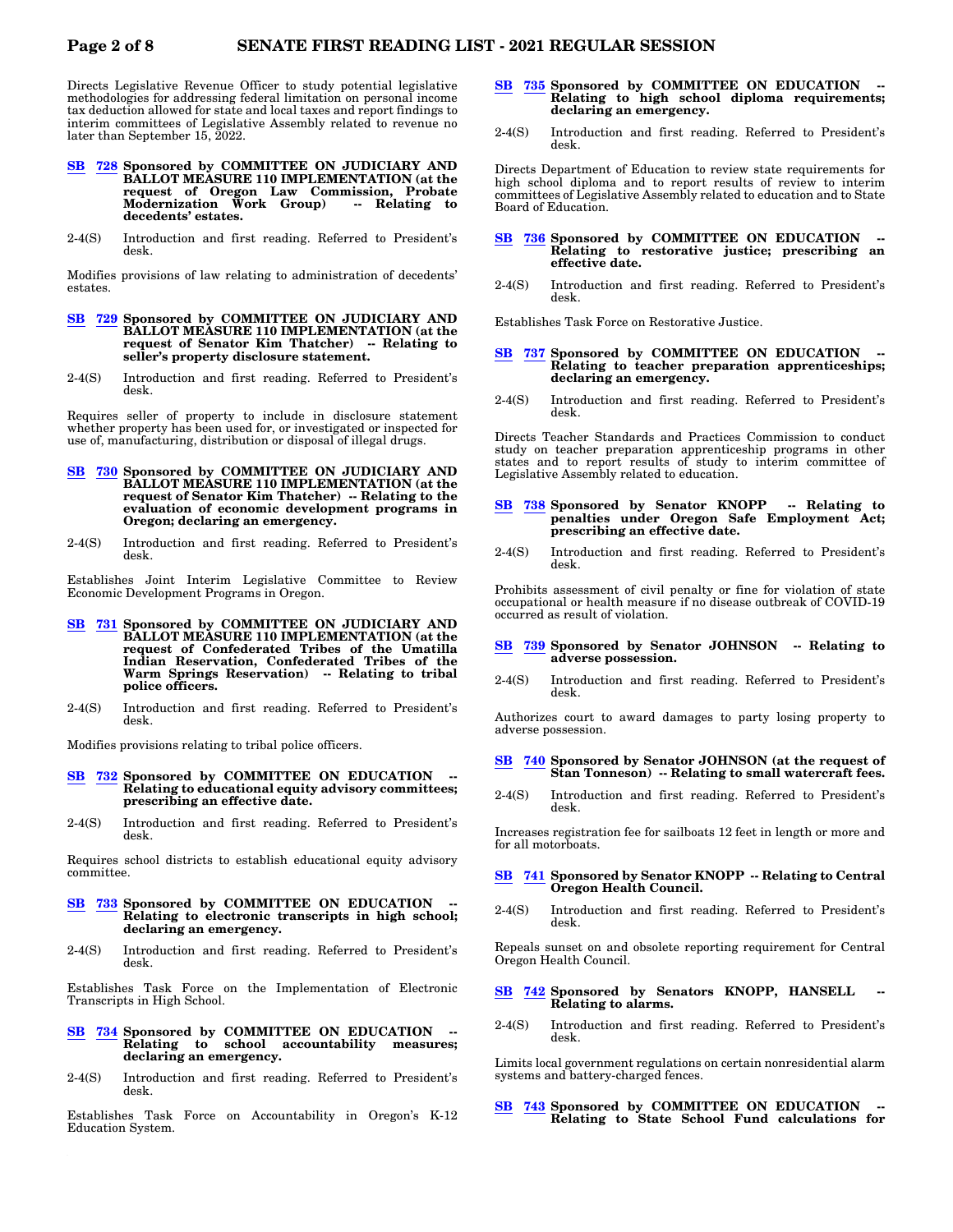Directs Legislative Revenue Officer to study potential legislative methodologies for addressing federal limitation on personal income tax deduction allowed for state and local taxes and report findings to interim committees of Legislative Assembly related to revenue no later than September 15, 2022.

**SB 728 Sponsored by COMMITTEE ON JUDICIARY AND BALLOT MEASURE 110 IMPLEMENTATION (at the request of Oregon Law Commission, Probate Modernization Work Group) -- Relating to decedents' estates.**

2-4(S) Introduction and first reading. Referred to President's desk.

Modifies provisions of law relating to administration of decedents' estates.

**SB 729 Sponsored by COMMITTEE ON JUDICIARY AND BALLOT MEASURE 110 IMPLEMENTATION (at the request of Senator Kim Thatcher) -- Relating to seller's property disclosure statement.**

2-4(S) Introduction and first reading. Referred to President's desk.

Requires seller of property to include in disclosure statement whether property has been used for, or investigated or inspected for use of, manufacturing, distribution or disposal of illegal drugs.

**SB 730 Sponsored by COMMITTEE ON JUDICIARY AND BALLOT MEASURE 110 IMPLEMENTATION (at the request of Senator Kim Thatcher) -- Relating to the evaluation of economic development programs in Oregon; declaring an emergency.**

2-4(S) Introduction and first reading. Referred to President's desk.

Establishes Joint Interim Legislative Committee to Review Economic Development Programs in Oregon.

**SB 731 Sponsored by COMMITTEE ON JUDICIARY AND BALLOT MEASURE 110 IMPLEMENTATION (at the request of Confederated Tribes of the Umatilla Indian Reservation, Confederated Tribes of the Warm Springs Reservation) -- Relating to tribal police officers.**

2-4(S) Introduction and first reading. Referred to President's desk.

Modifies provisions relating to tribal police officers.

**SB 732 Sponsored by COMMITTEE ON EDUCATION -- Relating to educational equity advisory committees; prescribing an effective date.**

2-4(S) Introduction and first reading. Referred to President's desk.

Requires school districts to establish educational equity advisory committee.

**SB 733 Sponsored by COMMITTEE ON EDUCATION -- Relating to electronic transcripts in high school; declaring an emergency.**

2-4(S) Introduction and first reading. Referred to President's desk.

Establishes Task Force on the Implementation of Electronic Transcripts in High School.

**SB 734 Sponsored by COMMITTEE ON EDUCATION -- Relating to school accountability measures; declaring an emergency.**

2-4(S) Introduction and first reading. Referred to President's desk.

Establishes Task Force on Accountability in Oregon's K-12 Education System.

**SB 735 Sponsored by COMMITTEE ON EDUCATION -- Relating to high school diploma requirements; declaring an emergency.**

2-4(S) Introduction and first reading. Referred to President's desk.

Directs Department of Education to review state requirements for high school diploma and to report results of review to interim committees of Legislative Assembly related to education and to State Board of Education.

**SB 736 Sponsored by COMMITTEE ON EDUCATION -- Relating to restorative justice; prescribing an effective date.**

2-4(S) Introduction and first reading. Referred to President's desk.

Establishes Task Force on Restorative Justice.

**SB 737 Sponsored by COMMITTEE ON EDUCATION -- Relating to teacher preparation apprenticeships; declaring an emergency.**

2-4(S) Introduction and first reading. Referred to President's desk.

Directs Teacher Standards and Practices Commission to conduct study on teacher preparation apprenticeship programs in other states and to report results of study to interim committee of Legislative Assembly related to education.

**SB 738 Sponsored by Senator KNOPP -- Relating to penalties under Oregon Safe Employment Act; prescribing an effective date.**

2-4(S) Introduction and first reading. Referred to President's desk.

Prohibits assessment of civil penalty or fine for violation of state occupational or health measure if no disease outbreak of COVID-19 occurred as result of violation.

**SB 739 Sponsored by Senator JOHNSON -- Relating to adverse possession.**

2-4(S) Introduction and first reading. Referred to President's desk.

Authorizes court to award damages to party losing property to adverse possession.

**SB 740 Sponsored by Senator JOHNSON (at the request of Stan Tonneson) -- Relating to small watercraft fees.**

2-4(S) Introduction and first reading. Referred to President's desk.

Increases registration fee for sailboats 12 feet in length or more and for all motorboats.

**SB 741 Sponsored by Senator KNOPP -- Relating to Central Oregon Health Council.**

2-4(S) Introduction and first reading. Referred to President's desk.

Repeals sunset on and obsolete reporting requirement for Central Oregon Health Council.

**SB 742 Sponsored by Senators KNOPP, HANSELL -- Relating to alarms.**

2-4(S) Introduction and first reading. Referred to President's desk.

Limits local government regulations on certain nonresidential alarm systems and battery-charged fences.

**SB 743 Sponsored by COMMITTEE ON EDUCATION -- Relating to State School Fund calculations for**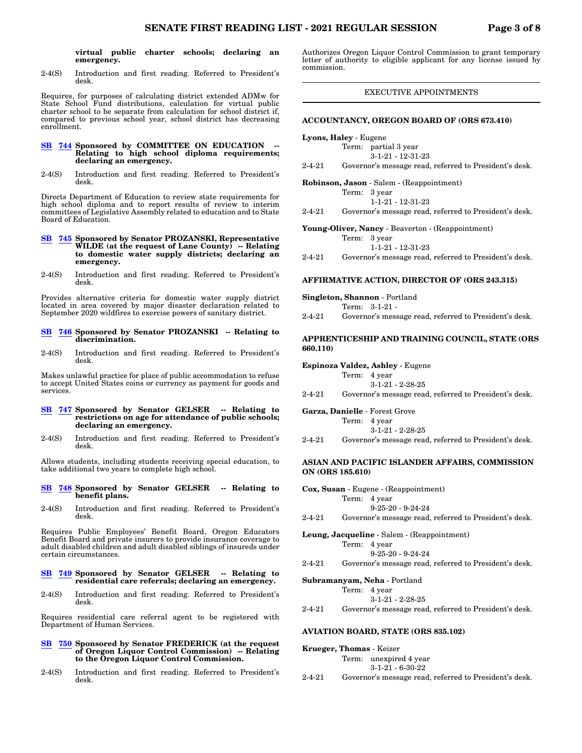**virtual public charter schools; declaring an emergency.**

2-4(S) Introduction and first reading. Referred to President's desk.

Requires, for purposes of calculating district extended ADMw for State School Fund distributions, calculation for virtual public charter school to be separate from calculation for school district if, compared to previous school year, school district has decreasing enrollment.

**SB 744 Sponsored by COMMITTEE ON EDUCATION -- Relating to high school diploma requirements; declaring an emergency.**

2-4(S) Introduction and first reading. Referred to President's desk.

Directs Department of Education to review state requirements for high school diploma and to report results of review to interim committees of Legislative Assembly related to education and to State Board of Education.

**SB 745 Sponsored by Senator PROZANSKI, Representative WILDE (at the request of Lane County) -- Relating to domestic water supply districts; declaring an emergency.**

2-4(S) Introduction and first reading. Referred to President's desk.

Provides alternative criteria for domestic water supply district located in area covered by major disaster declaration related to September 2020 wildfires to exercise powers of sanitary district.

**SB 746 Sponsored by Senator PROZANSKI -- Relating to discrimination.**

2-4(S) Introduction and first reading. Referred to President's desk.

Makes unlawful practice for place of public accommodation to refuse to accept United States coins or currency as payment for goods and services.

**SB 747 Sponsored by Senator GELSER -- Relating to restrictions on age for attendance of public schools; declaring an emergency.**

2-4(S) Introduction and first reading. Referred to President's desk.

Allows students, including students receiving special education, to take additional two years to complete high school.

**SB 748 Sponsored by Senator GELSER -- Relating to benefit plans.**

2-4(S) Introduction and first reading. Referred to President's desk.

Requires Public Employees' Benefit Board, Oregon Educators Benefit Board and private insurers to provide insurance coverage to adult disabled children and adult disabled siblings of insureds under certain circumstances.

**SB 749 Sponsored by Senator GELSER -- Relating to residential care referrals; declaring an emergency.**

2-4(S) Introduction and first reading. Referred to President's desk.

Requires residential care referral agent to be registered with Department of Human Services.

**SB 750 Sponsored by Senator FREDERICK (at the request of Oregon Liquor Control Commission) -- Relating to the Oregon Liquor Control Commission.**

2-4(S) Introduction and first reading. Referred to President's desk.

Authorizes Oregon Liquor Control Commission to grant temporary letter of authority to eligible applicant for any license issued by commission.

## EXECUTIVE APPOINTMENTS

### ACCOUNTANCY, OREGON BOARD OF (ORS 673.410)

**Lyons, Haley** - Eugene
Term: partial 3 year
3-1-21 - 12-31-23
2-4-21 Governor's message read, referred to President's desk.

**Robinson, Jason** - Salem - (Reappointment)
Term: 3 year
1-1-21 - 12-31-23
2-4-21 Governor's message read, referred to President's desk.

**Young-Oliver, Nancy** - Beaverton - (Reappointment)
Term: 3 year
1-1-21 - 12-31-23
2-4-21 Governor's message read, referred to President's desk.

### AFFIRMATIVE ACTION, DIRECTOR OF (ORS 243.315)

**Singleton, Shannon** - Portland
Term: 3-1-21 -
2-4-21 Governor's message read, referred to President's desk.

### APPRENTICESHIP AND TRAINING COUNCIL, STATE (ORS 660.110)

**Espinoza Valdez, Ashley** - Eugene
Term: 4 year
3-1-21 - 2-28-25
2-4-21 Governor's message read, referred to President's desk.

**Garza, Danielle** - Forest Grove
Term: 4 year
3-1-21 - 2-28-25
2-4-21 Governor's message read, referred to President's desk.

### ASIAN AND PACIFIC ISLANDER AFFAIRS, COMMISSION ON (ORS 185.610)

**Cox, Susan** - Eugene - (Reappointment)
Term: 4 year
9-25-20 - 9-24-24
2-4-21 Governor's message read, referred to President's desk.

**Leung, Jacqueline** - Salem - (Reappointment)
Term: 4 year
9-25-20 - 9-24-24
2-4-21 Governor's message read, referred to President's desk.

**Subramanyam, Neha** - Portland
Term: 4 year
3-1-21 - 2-28-25
2-4-21 Governor's message read, referred to President's desk.

### AVIATION BOARD, STATE (ORS 835.102)

**Krueger, Thomas** - Keizer
Term: unexpired 4 year
3-1-21 - 6-30-22
2-4-21 Governor's message read, referred to President's desk.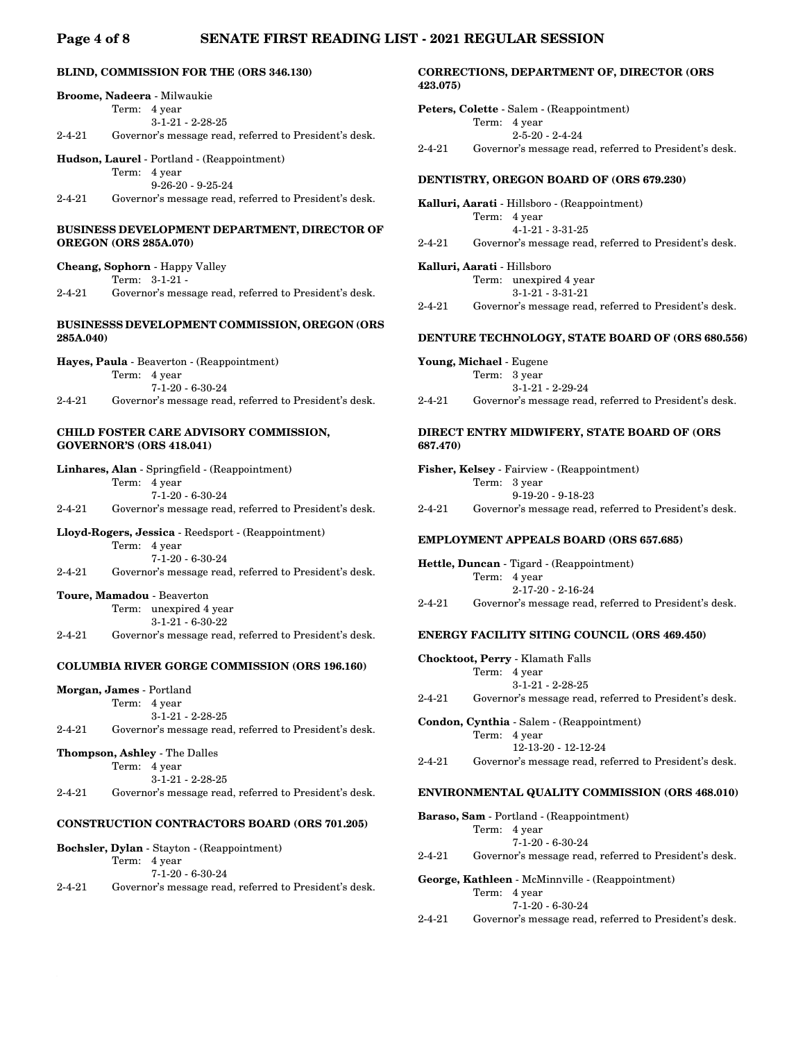### BLIND, COMMISSION FOR THE (ORS 346.130)

**Broome, Nadeera** - Milwaukie
Term: 4 year
3-1-21 - 2-28-25
2-4-21 Governor's message read, referred to President's desk.

**Hudson, Laurel** - Portland - (Reappointment)
Term: 4 year
9-26-20 - 9-25-24
2-4-21 Governor's message read, referred to President's desk.

### BUSINESS DEVELOPMENT DEPARTMENT, DIRECTOR OF OREGON (ORS 285A.070)

**Cheang, Sophorn** - Happy Valley
Term: 3-1-21 -
2-4-21 Governor's message read, referred to President's desk.

### BUSINESSS DEVELOPMENT COMMISSION, OREGON (ORS 285A.040)

**Hayes, Paula** - Beaverton - (Reappointment)
Term: 4 year
7-1-20 - 6-30-24
2-4-21 Governor's message read, referred to President's desk.

### CHILD FOSTER CARE ADVISORY COMMISSION, GOVERNOR'S (ORS 418.041)

**Linhares, Alan** - Springfield - (Reappointment)
Term: 4 year
7-1-20 - 6-30-24
2-4-21 Governor's message read, referred to President's desk.

**Lloyd-Rogers, Jessica** - Reedsport - (Reappointment)
Term: 4 year
7-1-20 - 6-30-24
2-4-21 Governor's message read, referred to President's desk.

**Toure, Mamadou** - Beaverton
Term: unexpired 4 year
3-1-21 - 6-30-22
2-4-21 Governor's message read, referred to President's desk.

### COLUMBIA RIVER GORGE COMMISSION (ORS 196.160)

**Morgan, James** - Portland
Term: 4 year
3-1-21 - 2-28-25
2-4-21 Governor's message read, referred to President's desk.

**Thompson, Ashley** - The Dalles
Term: 4 year
3-1-21 - 2-28-25
2-4-21 Governor's message read, referred to President's desk.

### CONSTRUCTION CONTRACTORS BOARD (ORS 701.205)

**Bochsler, Dylan** - Stayton - (Reappointment)
Term: 4 year
7-1-20 - 6-30-24
2-4-21 Governor's message read, referred to President's desk.

### CORRECTIONS, DEPARTMENT OF, DIRECTOR (ORS 423.075)

**Peters, Colette** - Salem - (Reappointment)
Term: 4 year
2-5-20 - 2-4-24
2-4-21 Governor's message read, referred to President's desk.

### DENTISTRY, OREGON BOARD OF (ORS 679.230)

**Kalluri, Aarati** - Hillsboro - (Reappointment)
Term: 4 year
4-1-21 - 3-31-25
2-4-21 Governor's message read, referred to President's desk.

**Kalluri, Aarati** - Hillsboro
Term: unexpired 4 year
3-1-21 - 3-31-21
2-4-21 Governor's message read, referred to President's desk.

### DENTURE TECHNOLOGY, STATE BOARD OF (ORS 680.556)

**Young, Michael** - Eugene
Term: 3 year
3-1-21 - 2-29-24
2-4-21 Governor's message read, referred to President's desk.

### DIRECT ENTRY MIDWIFERY, STATE BOARD OF (ORS 687.470)

**Fisher, Kelsey** - Fairview - (Reappointment)
Term: 3 year
9-19-20 - 9-18-23
2-4-21 Governor's message read, referred to President's desk.

### EMPLOYMENT APPEALS BOARD (ORS 657.685)

**Hettle, Duncan** - Tigard - (Reappointment)
Term: 4 year
2-17-20 - 2-16-24
2-4-21 Governor's message read, referred to President's desk.

### ENERGY FACILITY SITING COUNCIL (ORS 469.450)

**Chocktoot, Perry** - Klamath Falls
Term: 4 year
3-1-21 - 2-28-25
2-4-21 Governor's message read, referred to President's desk.

**Condon, Cynthia** - Salem - (Reappointment)
Term: 4 year
12-13-20 - 12-12-24
2-4-21 Governor's message read, referred to President's desk.

### ENVIRONMENTAL QUALITY COMMISSION (ORS 468.010)

**Baraso, Sam** - Portland - (Reappointment)
Term: 4 year
7-1-20 - 6-30-24
2-4-21 Governor's message read, referred to President's desk.

**George, Kathleen** - McMinnville - (Reappointment)
Term: 4 year
7-1-20 - 6-30-24
2-4-21 Governor's message read, referred to President's desk.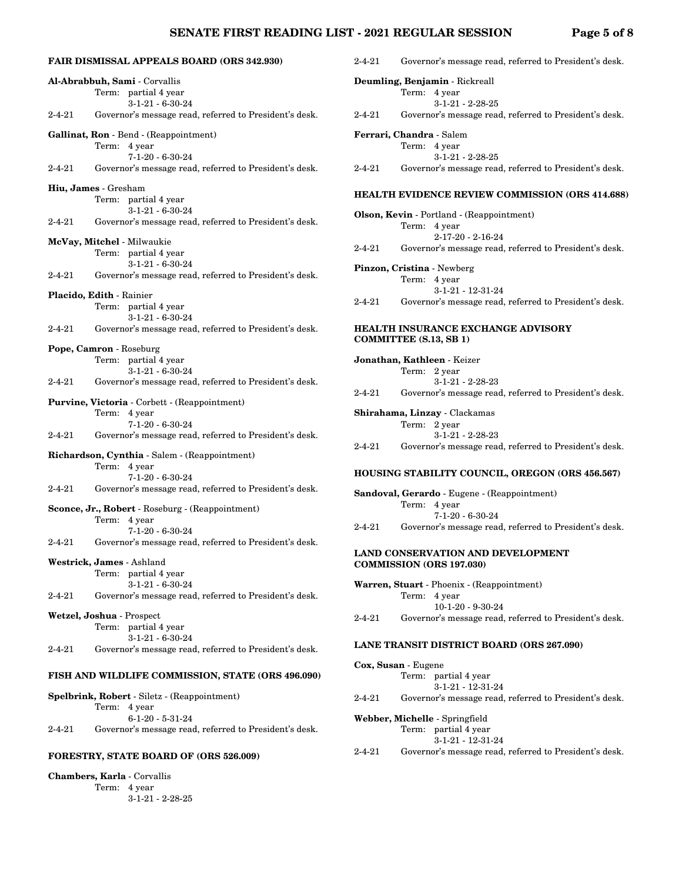### FAIR DISMISSAL APPEALS BOARD (ORS 342.930)

**Al-Abrabbuh, Sami** - Corvallis
Term: partial 4 year
3-1-21 - 6-30-24
2-4-21 Governor's message read, referred to President's desk.

**Gallinat, Ron** - Bend - (Reappointment)
Term: 4 year
7-1-20 - 6-30-24
2-4-21 Governor's message read, referred to President's desk.

**Hiu, James** - Gresham
Term: partial 4 year
3-1-21 - 6-30-24
2-4-21 Governor's message read, referred to President's desk.

**McVay, Mitchel** - Milwaukie
Term: partial 4 year
3-1-21 - 6-30-24
2-4-21 Governor's message read, referred to President's desk.

**Placido, Edith** - Rainier
Term: partial 4 year
3-1-21 - 6-30-24
2-4-21 Governor's message read, referred to President's desk.

**Pope, Camron** - Roseburg
Term: partial 4 year
3-1-21 - 6-30-24
2-4-21 Governor's message read, referred to President's desk.

**Purvine, Victoria** - Corbett - (Reappointment)
Term: 4 year
7-1-20 - 6-30-24
2-4-21 Governor's message read, referred to President's desk.

**Richardson, Cynthia** - Salem - (Reappointment)
Term: 4 year
7-1-20 - 6-30-24
2-4-21 Governor's message read, referred to President's desk.

**Sconce, Jr., Robert** - Roseburg - (Reappointment)
Term: 4 year
7-1-20 - 6-30-24
2-4-21 Governor's message read, referred to President's desk.

**Westrick, James** - Ashland
Term: partial 4 year
3-1-21 - 6-30-24
2-4-21 Governor's message read, referred to President's desk.

**Wetzel, Joshua** - Prospect
Term: partial 4 year
3-1-21 - 6-30-24
2-4-21 Governor's message read, referred to President's desk.

### FISH AND WILDLIFE COMMISSION, STATE (ORS 496.090)

**Spelbrink, Robert** - Siletz - (Reappointment)
Term: 4 year
6-1-20 - 5-31-24
2-4-21 Governor's message read, referred to President's desk.

### FORESTRY, STATE BOARD OF (ORS 526.009)

**Chambers, Karla** - Corvallis
Term: 4 year
3-1-21 - 2-28-25
2-4-21 Governor's message read, referred to President's desk.

**Deumling, Benjamin** - Rickreall
Term: 4 year
3-1-21 - 2-28-25
2-4-21 Governor's message read, referred to President's desk.

**Ferrari, Chandra** - Salem
Term: 4 year
3-1-21 - 2-28-25
2-4-21 Governor's message read, referred to President's desk.

### HEALTH EVIDENCE REVIEW COMMISSION (ORS 414.688)

**Olson, Kevin** - Portland - (Reappointment)
Term: 4 year
2-17-20 - 2-16-24
2-4-21 Governor's message read, referred to President's desk.

**Pinzon, Cristina** - Newberg
Term: 4 year
3-1-21 - 12-31-24
2-4-21 Governor's message read, referred to President's desk.

### HEALTH INSURANCE EXCHANGE ADVISORY COMMITTEE (S.13, SB 1)

**Jonathan, Kathleen** - Keizer
Term: 2 year
3-1-21 - 2-28-23
2-4-21 Governor's message read, referred to President's desk.

**Shirahama, Linzay** - Clackamas
Term: 2 year
3-1-21 - 2-28-23
2-4-21 Governor's message read, referred to President's desk.

### HOUSING STABILITY COUNCIL, OREGON (ORS 456.567)

**Sandoval, Gerardo** - Eugene - (Reappointment)
Term: 4 year
7-1-20 - 6-30-24
2-4-21 Governor's message read, referred to President's desk.

### LAND CONSERVATION AND DEVELOPMENT COMMISSION (ORS 197.030)

**Warren, Stuart** - Phoenix - (Reappointment)
Term: 4 year
10-1-20 - 9-30-24
2-4-21 Governor's message read, referred to President's desk.

### LANE TRANSIT DISTRICT BOARD (ORS 267.090)

**Cox, Susan** - Eugene
Term: partial 4 year
3-1-21 - 12-31-24
2-4-21 Governor's message read, referred to President's desk.

**Webber, Michelle** - Springfield
Term: partial 4 year
3-1-21 - 12-31-24
2-4-21 Governor's message read, referred to President's desk.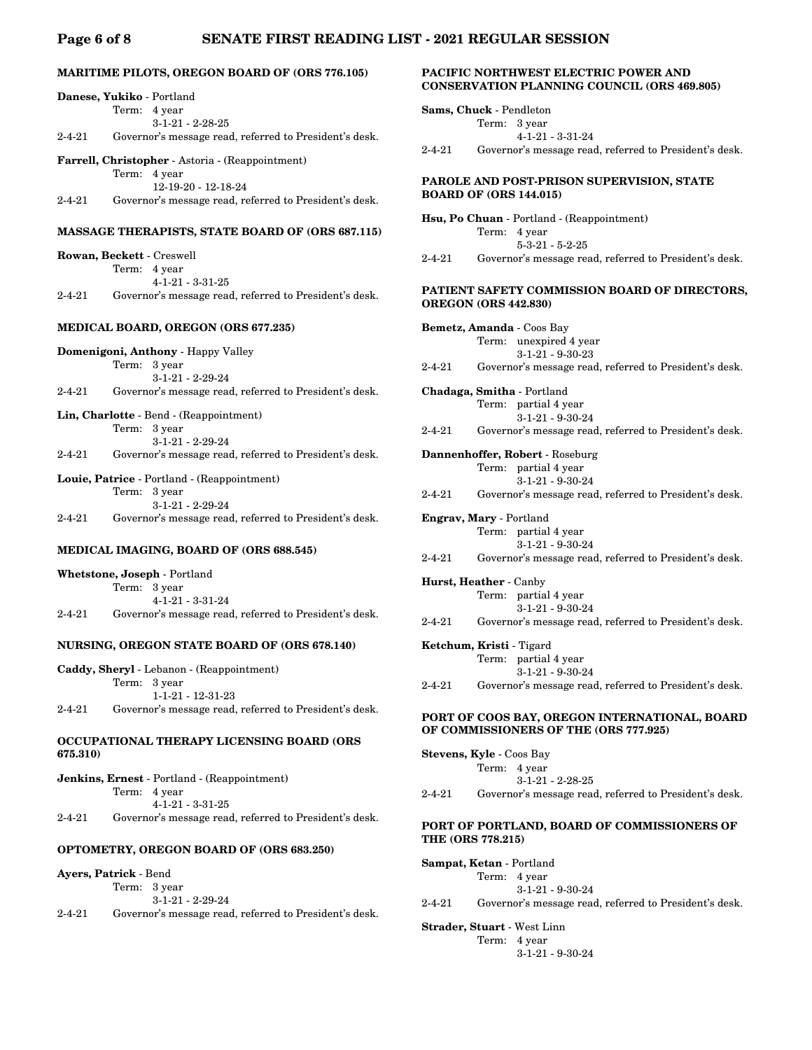### MARITIME PILOTS, OREGON BOARD OF (ORS 776.105)

**Danese, Yukiko** - Portland
Term: 4 year
3-1-21 - 2-28-25
2-4-21 Governor's message read, referred to President's desk.

**Farrell, Christopher** - Astoria - (Reappointment)
Term: 4 year
12-19-20 - 12-18-24
2-4-21 Governor's message read, referred to President's desk.

### MASSAGE THERAPISTS, STATE BOARD OF (ORS 687.115)

**Rowan, Beckett** - Creswell
Term: 4 year
4-1-21 - 3-31-25
2-4-21 Governor's message read, referred to President's desk.

### MEDICAL BOARD, OREGON (ORS 677.235)

**Domenigoni, Anthony** - Happy Valley
Term: 3 year
3-1-21 - 2-29-24
2-4-21 Governor's message read, referred to President's desk.

**Lin, Charlotte** - Bend - (Reappointment)
Term: 3 year
3-1-21 - 2-29-24
2-4-21 Governor's message read, referred to President's desk.

**Louie, Patrice** - Portland - (Reappointment)
Term: 3 year
3-1-21 - 2-29-24
2-4-21 Governor's message read, referred to President's desk.

### MEDICAL IMAGING, BOARD OF (ORS 688.545)

**Whetstone, Joseph** - Portland
Term: 3 year
4-1-21 - 3-31-24
2-4-21 Governor's message read, referred to President's desk.

### NURSING, OREGON STATE BOARD OF (ORS 678.140)

**Caddy, Sheryl** - Lebanon - (Reappointment)
Term: 3 year
1-1-21 - 12-31-23
2-4-21 Governor's message read, referred to President's desk.

### OCCUPATIONAL THERAPY LICENSING BOARD (ORS 675.310)

**Jenkins, Ernest** - Portland - (Reappointment)
Term: 4 year
4-1-21 - 3-31-25
2-4-21 Governor's message read, referred to President's desk.

### OPTOMETRY, OREGON BOARD OF (ORS 683.250)

**Ayers, Patrick** - Bend
Term: 3 year
3-1-21 - 2-29-24
2-4-21 Governor's message read, referred to President's desk.

### PACIFIC NORTHWEST ELECTRIC POWER AND CONSERVATION PLANNING COUNCIL (ORS 469.805)

**Sams, Chuck** - Pendleton
Term: 3 year
4-1-21 - 3-31-24
2-4-21 Governor's message read, referred to President's desk.

### PAROLE AND POST-PRISON SUPERVISION, STATE BOARD OF (ORS 144.015)

**Hsu, Po Chuan** - Portland - (Reappointment)
Term: 4 year
5-3-21 - 5-2-25
2-4-21 Governor's message read, referred to President's desk.

### PATIENT SAFETY COMMISSION BOARD OF DIRECTORS, OREGON (ORS 442.830)

**Bemetz, Amanda** - Coos Bay
Term: unexpired 4 year
3-1-21 - 9-30-23
2-4-21 Governor's message read, referred to President's desk.

**Chadaga, Smitha** - Portland
Term: partial 4 year
3-1-21 - 9-30-24
2-4-21 Governor's message read, referred to President's desk.

**Dannenhoffer, Robert** - Roseburg
Term: partial 4 year
3-1-21 - 9-30-24
2-4-21 Governor's message read, referred to President's desk.

**Engrav, Mary** - Portland
Term: partial 4 year
3-1-21 - 9-30-24
2-4-21 Governor's message read, referred to President's desk.

**Hurst, Heather** - Canby
Term: partial 4 year
3-1-21 - 9-30-24
2-4-21 Governor's message read, referred to President's desk.

**Ketchum, Kristi** - Tigard
Term: partial 4 year
3-1-21 - 9-30-24
2-4-21 Governor's message read, referred to President's desk.

### PORT OF COOS BAY, OREGON INTERNATIONAL, BOARD OF COMMISSIONERS OF THE (ORS 777.925)

**Stevens, Kyle** - Coos Bay
Term: 4 year
3-1-21 - 2-28-25
2-4-21 Governor's message read, referred to President's desk.

### PORT OF PORTLAND, BOARD OF COMMISSIONERS OF THE (ORS 778.215)

**Sampat, Ketan** - Portland
Term: 4 year
3-1-21 - 9-30-24
2-4-21 Governor's message read, referred to President's desk.

**Strader, Stuart** - West Linn
Term: 4 year
3-1-21 - 9-30-24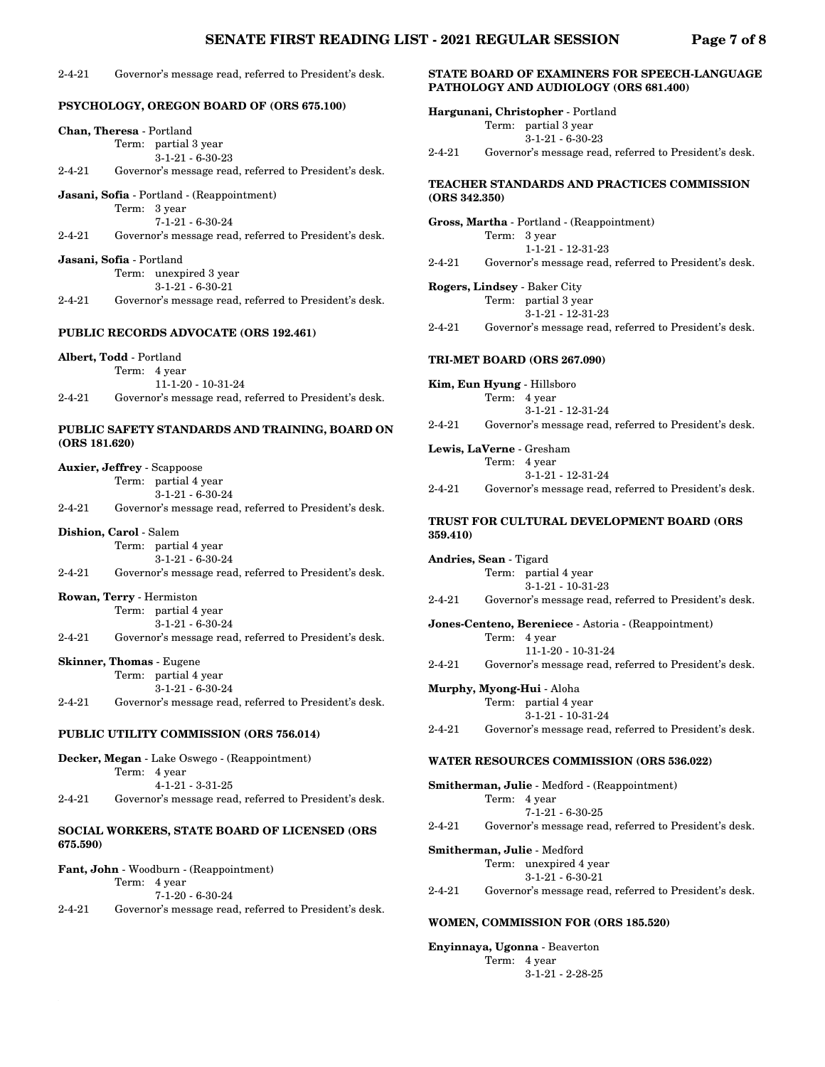2-4-21 Governor's message read, referred to President's desk.

### PSYCHOLOGY, OREGON BOARD OF (ORS 675.100)

**Chan, Theresa** - Portland
Term: partial 3 year
3-1-21 - 6-30-23
2-4-21 Governor's message read, referred to President's desk.

**Jasani, Sofia** - Portland - (Reappointment)
Term: 3 year
7-1-21 - 6-30-24
2-4-21 Governor's message read, referred to President's desk.

**Jasani, Sofia** - Portland
Term: unexpired 3 year
3-1-21 - 6-30-21
2-4-21 Governor's message read, referred to President's desk.

### PUBLIC RECORDS ADVOCATE (ORS 192.461)

**Albert, Todd** - Portland
Term: 4 year
11-1-20 - 10-31-24
2-4-21 Governor's message read, referred to President's desk.

### PUBLIC SAFETY STANDARDS AND TRAINING, BOARD ON (ORS 181.620)

**Auxier, Jeffrey** - Scappoose
Term: partial 4 year
3-1-21 - 6-30-24
2-4-21 Governor's message read, referred to President's desk.

**Dishion, Carol** - Salem
Term: partial 4 year
3-1-21 - 6-30-24
2-4-21 Governor's message read, referred to President's desk.

**Rowan, Terry** - Hermiston
Term: partial 4 year
3-1-21 - 6-30-24
2-4-21 Governor's message read, referred to President's desk.

**Skinner, Thomas** - Eugene
Term: partial 4 year
3-1-21 - 6-30-24
2-4-21 Governor's message read, referred to President's desk.

### PUBLIC UTILITY COMMISSION (ORS 756.014)

**Decker, Megan** - Lake Oswego - (Reappointment)
Term: 4 year
4-1-21 - 3-31-25
2-4-21 Governor's message read, referred to President's desk.

### SOCIAL WORKERS, STATE BOARD OF LICENSED (ORS 675.590)

**Fant, John** - Woodburn - (Reappointment)
Term: 4 year
7-1-20 - 6-30-24
2-4-21 Governor's message read, referred to President's desk.

### STATE BOARD OF EXAMINERS FOR SPEECH-LANGUAGE PATHOLOGY AND AUDIOLOGY (ORS 681.400)

**Hargunani, Christopher** - Portland
Term: partial 3 year
3-1-21 - 6-30-23
2-4-21 Governor's message read, referred to President's desk.

### TEACHER STANDARDS AND PRACTICES COMMISSION (ORS 342.350)

**Gross, Martha** - Portland - (Reappointment)
Term: 3 year
1-1-21 - 12-31-23
2-4-21 Governor's message read, referred to President's desk.

**Rogers, Lindsey** - Baker City
Term: partial 3 year
3-1-21 - 12-31-23
2-4-21 Governor's message read, referred to President's desk.

### TRI-MET BOARD (ORS 267.090)

**Kim, Eun Hyung** - Hillsboro
Term: 4 year
3-1-21 - 12-31-24
2-4-21 Governor's message read, referred to President's desk.

**Lewis, LaVerne** - Gresham
Term: 4 year
3-1-21 - 12-31-24
2-4-21 Governor's message read, referred to President's desk.

### TRUST FOR CULTURAL DEVELOPMENT BOARD (ORS 359.410)

**Andries, Sean** - Tigard
Term: partial 4 year
3-1-21 - 10-31-23
2-4-21 Governor's message read, referred to President's desk.

**Jones-Centeno, Bereniece** - Astoria - (Reappointment)
Term: 4 year
11-1-20 - 10-31-24
2-4-21 Governor's message read, referred to President's desk.

**Murphy, Myong-Hui** - Aloha
Term: partial 4 year
3-1-21 - 10-31-24
2-4-21 Governor's message read, referred to President's desk.

### WATER RESOURCES COMMISSION (ORS 536.022)

**Smitherman, Julie** - Medford - (Reappointment)
Term: 4 year
7-1-21 - 6-30-25
2-4-21 Governor's message read, referred to President's desk.

**Smitherman, Julie** - Medford
Term: unexpired 4 year
3-1-21 - 6-30-21
2-4-21 Governor's message read, referred to President's desk.

### WOMEN, COMMISSION FOR (ORS 185.520)

**Enyinnaya, Ugonna** - Beaverton
Term: 4 year
3-1-21 - 2-28-25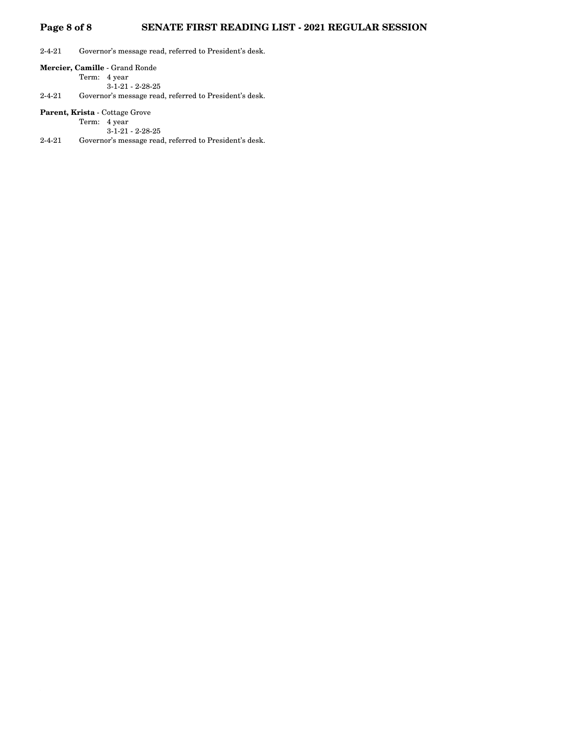2-4-21 Governor's message read, referred to President's desk.

**Mercier, Camille** - Grand Ronde

Term: 4 year

3-1-21 - 2-28-25

2-4-21 Governor's message read, referred to President's desk.

**Parent, Krista** - Cottage Grove

Term: 4 year

3-1-21 - 2-28-25

2-4-21 Governor's message read, referred to President's desk.